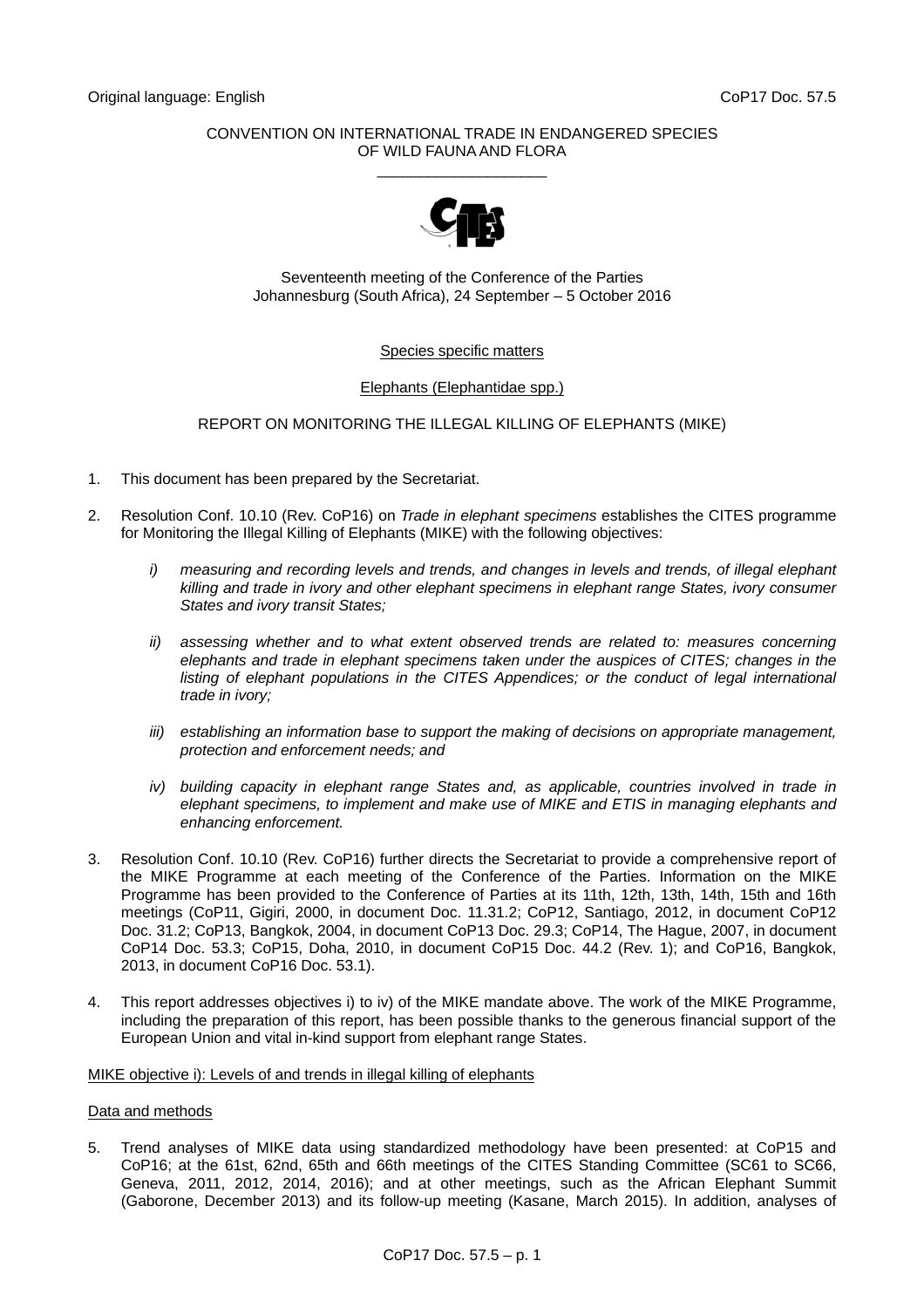Original language: English CoP17 Doc. 57.5

CONVENTION ON INTERNATIONAL TRADE IN ENDANGERED SPECIES
OF WILD FAUNA AND FLORA
\_\_\_\_\_\_\_\_\_\_\_\_\_\_\_\_\_\_\_\_

Seventeenth meeting of the Conference of the Parties
Johannesburg (South Africa), 24 September – 5 October 2016

Species specific matters

Elephants (Elephantidae spp.)

REPORT ON MONITORING THE ILLEGAL KILLING OF ELEPHANTS (MIKE)

1. This document has been prepared by the Secretariat.

2. Resolution Conf. 10.10 (Rev. CoP16) on *Trade in elephant specimens* establishes the CITES programme for Monitoring the Illegal Killing of Elephants (MIKE) with the following objectives:

   *i) measuring and recording levels and trends, and changes in levels and trends, of illegal elephant killing and trade in ivory and other elephant specimens in elephant range States, ivory consumer States and ivory transit States;*

   *ii) assessing whether and to what extent observed trends are related to: measures concerning elephants and trade in elephant specimens taken under the auspices of CITES; changes in the listing of elephant populations in the CITES Appendices; or the conduct of legal international trade in ivory;*

   *iii) establishing an information base to support the making of decisions on appropriate management, protection and enforcement needs; and*

   *iv) building capacity in elephant range States and, as applicable, countries involved in trade in elephant specimens, to implement and make use of MIKE and ETIS in managing elephants and enhancing enforcement.*

3. Resolution Conf. 10.10 (Rev. CoP16) further directs the Secretariat to provide a comprehensive report of the MIKE Programme at each meeting of the Conference of the Parties. Information on the MIKE Programme has been provided to the Conference of Parties at its 11th, 12th, 13th, 14th, 15th and 16th meetings (CoP11, Gigiri, 2000, in document Doc. 11.31.2; CoP12, Santiago, 2012, in document CoP12 Doc. 31.2; CoP13, Bangkok, 2004, in document CoP13 Doc. 29.3; CoP14, The Hague, 2007, in document CoP14 Doc. 53.3; CoP15, Doha, 2010, in document CoP15 Doc. 44.2 (Rev. 1); and CoP16, Bangkok, 2013, in document CoP16 Doc. 53.1).

4. This report addresses objectives i) to iv) of the MIKE mandate above. The work of the MIKE Programme, including the preparation of this report, has been possible thanks to the generous financial support of the European Union and vital in-kind support from elephant range States.

## MIKE objective i): Levels of and trends in illegal killing of elephants

### Data and methods

5. Trend analyses of MIKE data using standardized methodology have been presented: at CoP15 and CoP16; at the 61st, 62nd, 65th and 66th meetings of the CITES Standing Committee (SC61 to SC66, Geneva, 2011, 2012, 2014, 2016); and at other meetings, such as the African Elephant Summit (Gaborone, December 2013) and its follow-up meeting (Kasane, March 2015). In addition, analyses of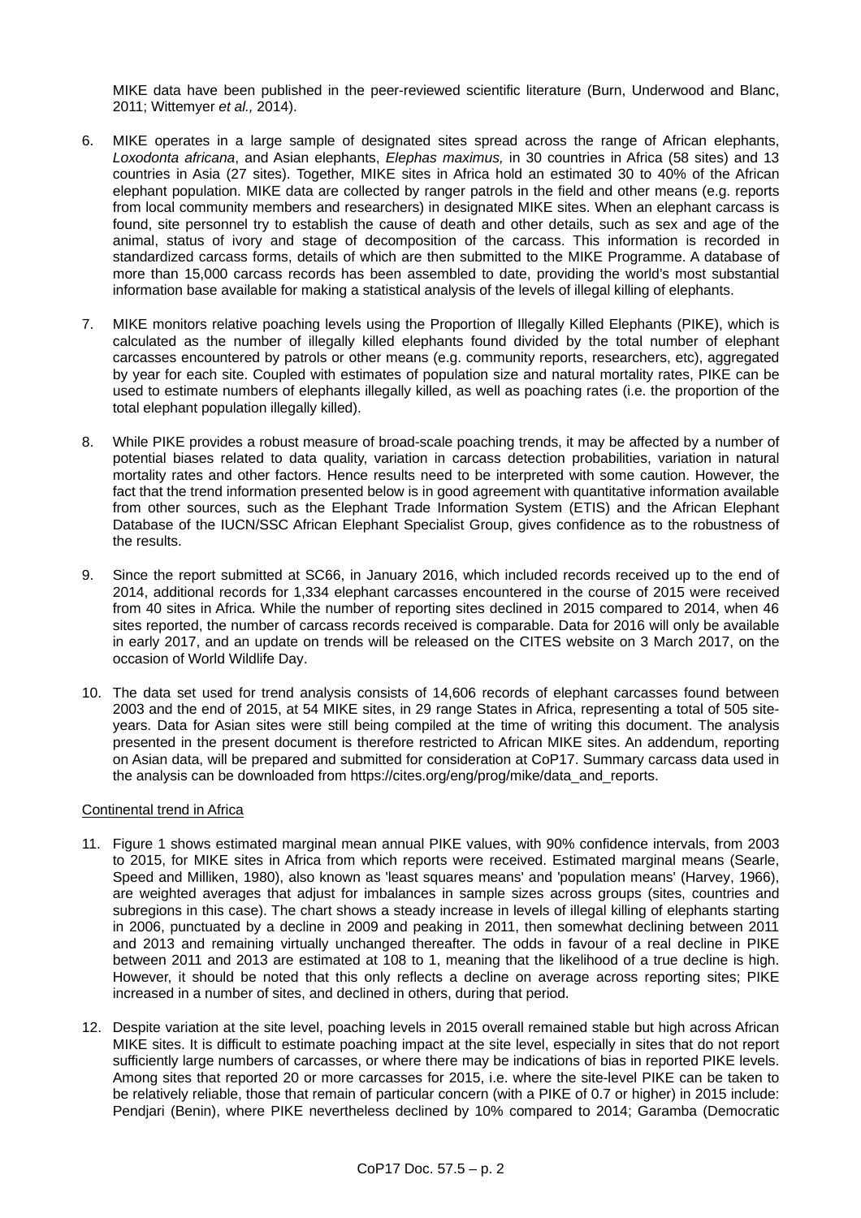MIKE data have been published in the peer-reviewed scientific literature (Burn, Underwood and Blanc, 2011; Wittemyer *et al.,* 2014).

6. MIKE operates in a large sample of designated sites spread across the range of African elephants, *Loxodonta africana*, and Asian elephants, *Elephas maximus,* in 30 countries in Africa (58 sites) and 13 countries in Asia (27 sites). Together, MIKE sites in Africa hold an estimated 30 to 40% of the African elephant population. MIKE data are collected by ranger patrols in the field and other means (e.g. reports from local community members and researchers) in designated MIKE sites. When an elephant carcass is found, site personnel try to establish the cause of death and other details, such as sex and age of the animal, status of ivory and stage of decomposition of the carcass. This information is recorded in standardized carcass forms, details of which are then submitted to the MIKE Programme. A database of more than 15,000 carcass records has been assembled to date, providing the world's most substantial information base available for making a statistical analysis of the levels of illegal killing of elephants.

7. MIKE monitors relative poaching levels using the Proportion of Illegally Killed Elephants (PIKE), which is calculated as the number of illegally killed elephants found divided by the total number of elephant carcasses encountered by patrols or other means (e.g. community reports, researchers, etc), aggregated by year for each site. Coupled with estimates of population size and natural mortality rates, PIKE can be used to estimate numbers of elephants illegally killed, as well as poaching rates (i.e. the proportion of the total elephant population illegally killed).

8. While PIKE provides a robust measure of broad-scale poaching trends, it may be affected by a number of potential biases related to data quality, variation in carcass detection probabilities, variation in natural mortality rates and other factors. Hence results need to be interpreted with some caution. However, the fact that the trend information presented below is in good agreement with quantitative information available from other sources, such as the Elephant Trade Information System (ETIS) and the African Elephant Database of the IUCN/SSC African Elephant Specialist Group, gives confidence as to the robustness of the results.

9. Since the report submitted at SC66, in January 2016, which included records received up to the end of 2014, additional records for 1,334 elephant carcasses encountered in the course of 2015 were received from 40 sites in Africa. While the number of reporting sites declined in 2015 compared to 2014, when 46 sites reported, the number of carcass records received is comparable. Data for 2016 will only be available in early 2017, and an update on trends will be released on the CITES website on 3 March 2017, on the occasion of World Wildlife Day.

10. The data set used for trend analysis consists of 14,606 records of elephant carcasses found between 2003 and the end of 2015, at 54 MIKE sites, in 29 range States in Africa, representing a total of 505 site-years. Data for Asian sites were still being compiled at the time of writing this document. The analysis presented in the present document is therefore restricted to African MIKE sites. An addendum, reporting on Asian data, will be prepared and submitted for consideration at CoP17. Summary carcass data used in the analysis can be downloaded from https://cites.org/eng/prog/mike/data_and_reports.

Continental trend in Africa

11. Figure 1 shows estimated marginal mean annual PIKE values, with 90% confidence intervals, from 2003 to 2015, for MIKE sites in Africa from which reports were received. Estimated marginal means (Searle, Speed and Milliken, 1980), also known as 'least squares means' and 'population means' (Harvey, 1966), are weighted averages that adjust for imbalances in sample sizes across groups (sites, countries and subregions in this case). The chart shows a steady increase in levels of illegal killing of elephants starting in 2006, punctuated by a decline in 2009 and peaking in 2011, then somewhat declining between 2011 and 2013 and remaining virtually unchanged thereafter. The odds in favour of a real decline in PIKE between 2011 and 2013 are estimated at 108 to 1, meaning that the likelihood of a true decline is high. However, it should be noted that this only reflects a decline on average across reporting sites; PIKE increased in a number of sites, and declined in others, during that period.

12. Despite variation at the site level, poaching levels in 2015 overall remained stable but high across African MIKE sites. It is difficult to estimate poaching impact at the site level, especially in sites that do not report sufficiently large numbers of carcasses, or where there may be indications of bias in reported PIKE levels. Among sites that reported 20 or more carcasses for 2015, i.e. where the site-level PIKE can be taken to be relatively reliable, those that remain of particular concern (with a PIKE of 0.7 or higher) in 2015 include: Pendjari (Benin), where PIKE nevertheless declined by 10% compared to 2014; Garamba (Democratic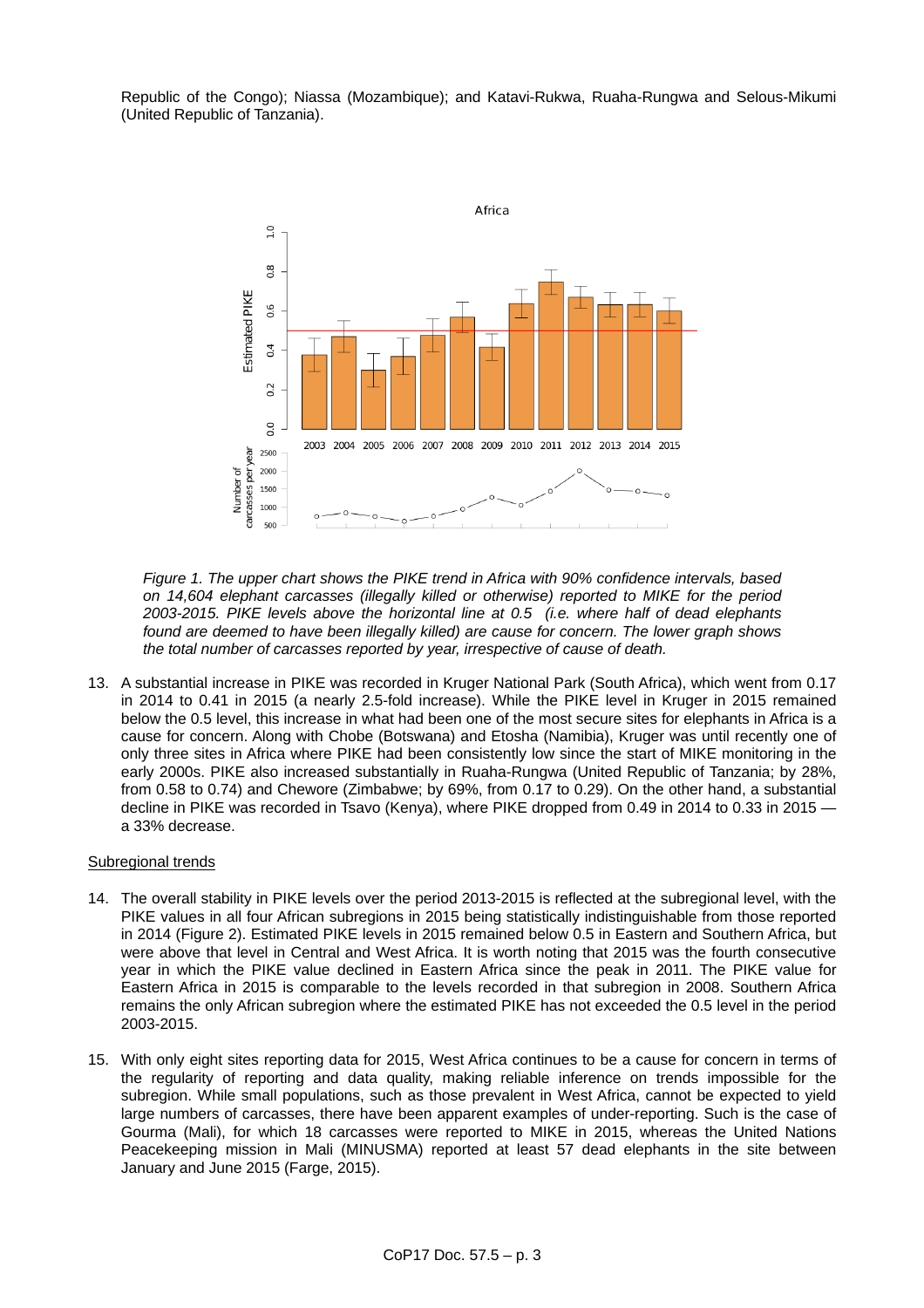Republic of the Congo); Niassa (Mozambique); and Katavi-Rukwa, Ruaha-Rungwa and Selous-Mikumi (United Republic of Tanzania).

Africa

Estimated PIKE

0.0
0.2
0.4
0.6
0.8
1.0

2003 2004 2005 2006 2007 2008 2009 2010 2011 2012 2013 2014 2015

Number of carcasses per year

500
1000
1500
2000
2500

*Figure 1. The upper chart shows the PIKE trend in Africa with 90% confidence intervals, based on 14,604 elephant carcasses (illegally killed or otherwise) reported to MIKE for the period 2003-2015. PIKE levels above the horizontal line at 0.5 (i.e. where half of dead elephants found are deemed to have been illegally killed) are cause for concern. The lower graph shows the total number of carcasses reported by year, irrespective of cause of death.*

13. A substantial increase in PIKE was recorded in Kruger National Park (South Africa), which went from 0.17 in 2014 to 0.41 in 2015 (a nearly 2.5-fold increase). While the PIKE level in Kruger in 2015 remained below the 0.5 level, this increase in what had been one of the most secure sites for elephants in Africa is a cause for concern. Along with Chobe (Botswana) and Etosha (Namibia), Kruger was until recently one of only three sites in Africa where PIKE had been consistently low since the start of MIKE monitoring in the early 2000s. PIKE also increased substantially in Ruaha-Rungwa (United Republic of Tanzania; by 28%, from 0.58 to 0.74) and Chewore (Zimbabwe; by 69%, from 0.17 to 0.29). On the other hand, a substantial decline in PIKE was recorded in Tsavo (Kenya), where PIKE dropped from 0.49 in 2014 to 0.33 in 2015 — a 33% decrease.

## Subregional trends

14. The overall stability in PIKE levels over the period 2013-2015 is reflected at the subregional level, with the PIKE values in all four African subregions in 2015 being statistically indistinguishable from those reported in 2014 (Figure 2). Estimated PIKE levels in 2015 remained below 0.5 in Eastern and Southern Africa, but were above that level in Central and West Africa. It is worth noting that 2015 was the fourth consecutive year in which the PIKE value declined in Eastern Africa since the peak in 2011. The PIKE value for Eastern Africa in 2015 is comparable to the levels recorded in that subregion in 2008. Southern Africa remains the only African subregion where the estimated PIKE has not exceeded the 0.5 level in the period 2003-2015.

15. With only eight sites reporting data for 2015, West Africa continues to be a cause for concern in terms of the regularity of reporting and data quality, making reliable inference on trends impossible for the subregion. While small populations, such as those prevalent in West Africa, cannot be expected to yield large numbers of carcasses, there have been apparent examples of under-reporting. Such is the case of Gourma (Mali), for which 18 carcasses were reported to MIKE in 2015, whereas the United Nations Peacekeeping mission in Mali (MINUSMA) reported at least 57 dead elephants in the site between January and June 2015 (Farge, 2015).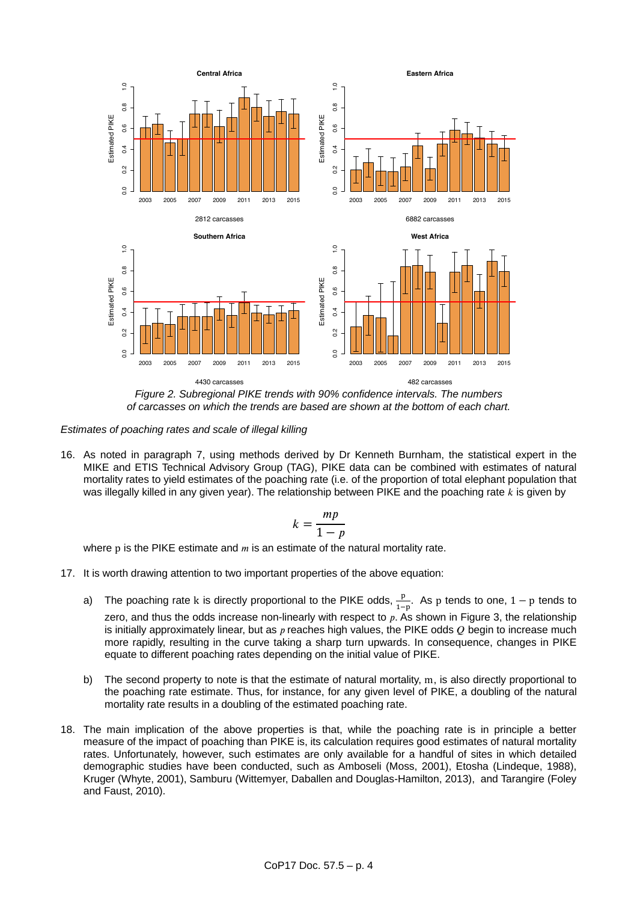Central Africa

Estimated PIKE

0.0 0.2 0.4 0.6 0.8 1.0

2003 2005 2007 2009 2011 2013 2015

2812 carcasses

Eastern Africa

Estimated PIKE

0.0 0.2 0.4 0.6 0.8 1.0

2003 2005 2007 2009 2011 2013 2015

6882 carcasses

Southern Africa

Estimated PIKE

0.0 0.2 0.4 0.6 0.8 1.0

2003 2005 2007 2009 2011 2013 2015

4430 carcasses

West Africa

Estimated PIKE

0.0 0.2 0.4 0.6 0.8 1.0

2003 2005 2007 2009 2011 2013 2015

482 carcasses

*Figure 2. Subregional PIKE trends with 90% confidence intervals. The numbers of carcasses on which the trends are based are shown at the bottom of each chart.*

*Estimates of poaching rates and scale of illegal killing*

16. As noted in paragraph 7, using methods derived by Dr Kenneth Burnham, the statistical expert in the MIKE and ETIS Technical Advisory Group (TAG), PIKE data can be combined with estimates of natural mortality rates to yield estimates of the poaching rate (i.e. of the proportion of total elephant population that was illegally killed in any given year). The relationship between PIKE and the poaching rate $k$ is given by

$$k = \frac{mp}{1 - p}$$

where $p$ is the PIKE estimate and $m$ is an estimate of the natural mortality rate.

17. It is worth drawing attention to two important properties of the above equation:

   a) The poaching rate $k$ is directly proportional to the PIKE odds, $\frac{p}{1-p}$. As $p$ tends to one, $1 - p$ tends to zero, and thus the odds increase non-linearly with respect to $p$. As shown in Figure 3, the relationship is initially approximately linear, but as $p$ reaches high values, the PIKE odds $Q$ begin to increase much more rapidly, resulting in the curve taking a sharp turn upwards. In consequence, changes in PIKE equate to different poaching rates depending on the initial value of PIKE.

   b) The second property to note is that the estimate of natural mortality, $m$, is also directly proportional to the poaching rate estimate. Thus, for instance, for any given level of PIKE, a doubling of the natural mortality rate results in a doubling of the estimated poaching rate.

18. The main implication of the above properties is that, while the poaching rate is in principle a better measure of the impact of poaching than PIKE is, its calculation requires good estimates of natural mortality rates. Unfortunately, however, such estimates are only available for a handful of sites in which detailed demographic studies have been conducted, such as Amboseli (Moss, 2001), Etosha (Lindeque, 1988), Kruger (Whyte, 2001), Samburu (Wittemyer, Daballen and Douglas-Hamilton, 2013), and Tarangire (Foley and Faust, 2010).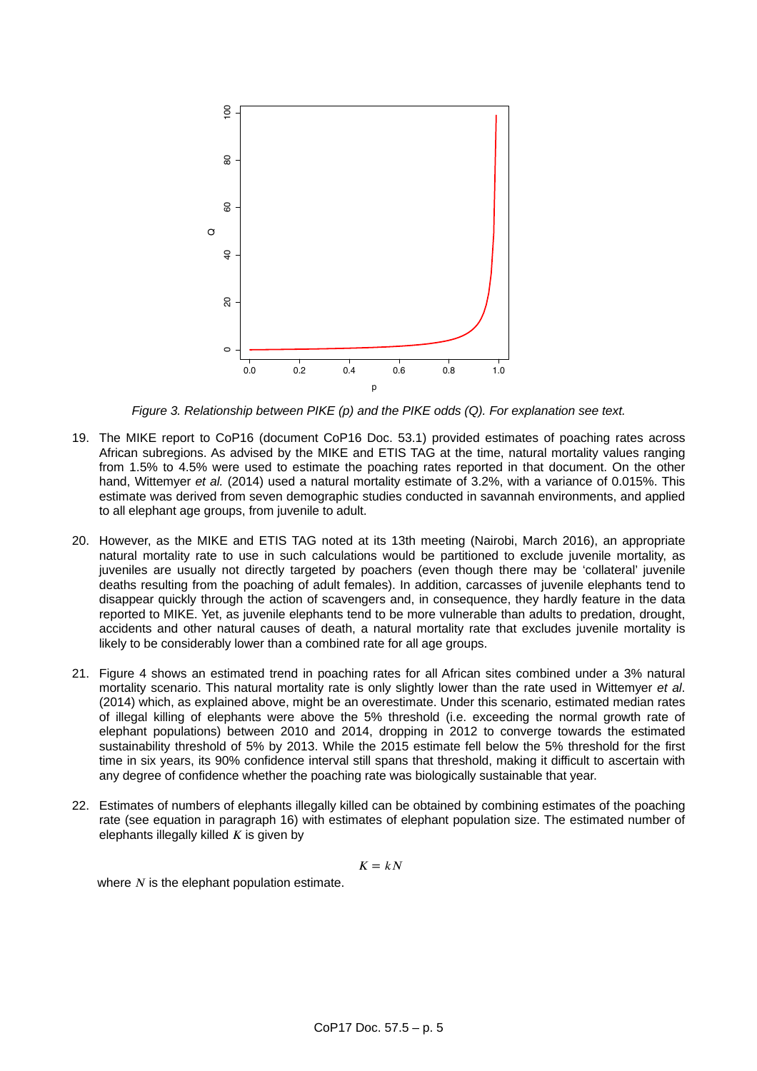Q

100

80

60

40

20

0

0.0 0.2 0.4 0.6 0.8 1.0

p

*Figure 3. Relationship between PIKE (p) and the PIKE odds (Q). For explanation see text.*

19. The MIKE report to CoP16 (document CoP16 Doc. 53.1) provided estimates of poaching rates across African subregions. As advised by the MIKE and ETIS TAG at the time, natural mortality values ranging from 1.5% to 4.5% were used to estimate the poaching rates reported in that document. On the other hand, Wittemyer *et al.* (2014) used a natural mortality estimate of 3.2%, with a variance of 0.015%. This estimate was derived from seven demographic studies conducted in savannah environments, and applied to all elephant age groups, from juvenile to adult.

20. However, as the MIKE and ETIS TAG noted at its 13th meeting (Nairobi, March 2016), an appropriate natural mortality rate to use in such calculations would be partitioned to exclude juvenile mortality, as juveniles are usually not directly targeted by poachers (even though there may be 'collateral' juvenile deaths resulting from the poaching of adult females). In addition, carcasses of juvenile elephants tend to disappear quickly through the action of scavengers and, in consequence, they hardly feature in the data reported to MIKE. Yet, as juvenile elephants tend to be more vulnerable than adults to predation, drought, accidents and other natural causes of death, a natural mortality rate that excludes juvenile mortality is likely to be considerably lower than a combined rate for all age groups.

21. Figure 4 shows an estimated trend in poaching rates for all African sites combined under a 3% natural mortality scenario. This natural mortality rate is only slightly lower than the rate used in Wittemyer *et al*. (2014) which, as explained above, might be an overestimate. Under this scenario, estimated median rates of illegal killing of elephants were above the 5% threshold (i.e. exceeding the normal growth rate of elephant populations) between 2010 and 2014, dropping in 2012 to converge towards the estimated sustainability threshold of 5% by 2013. While the 2015 estimate fell below the 5% threshold for the first time in six years, its 90% confidence interval still spans that threshold, making it difficult to ascertain with any degree of confidence whether the poaching rate was biologically sustainable that year.

22. Estimates of numbers of elephants illegally killed can be obtained by combining estimates of the poaching rate (see equation in paragraph 16) with estimates of elephant population size. The estimated number of elephants illegally killed $K$ is given by

$$K = kN$$

where $N$ is the elephant population estimate.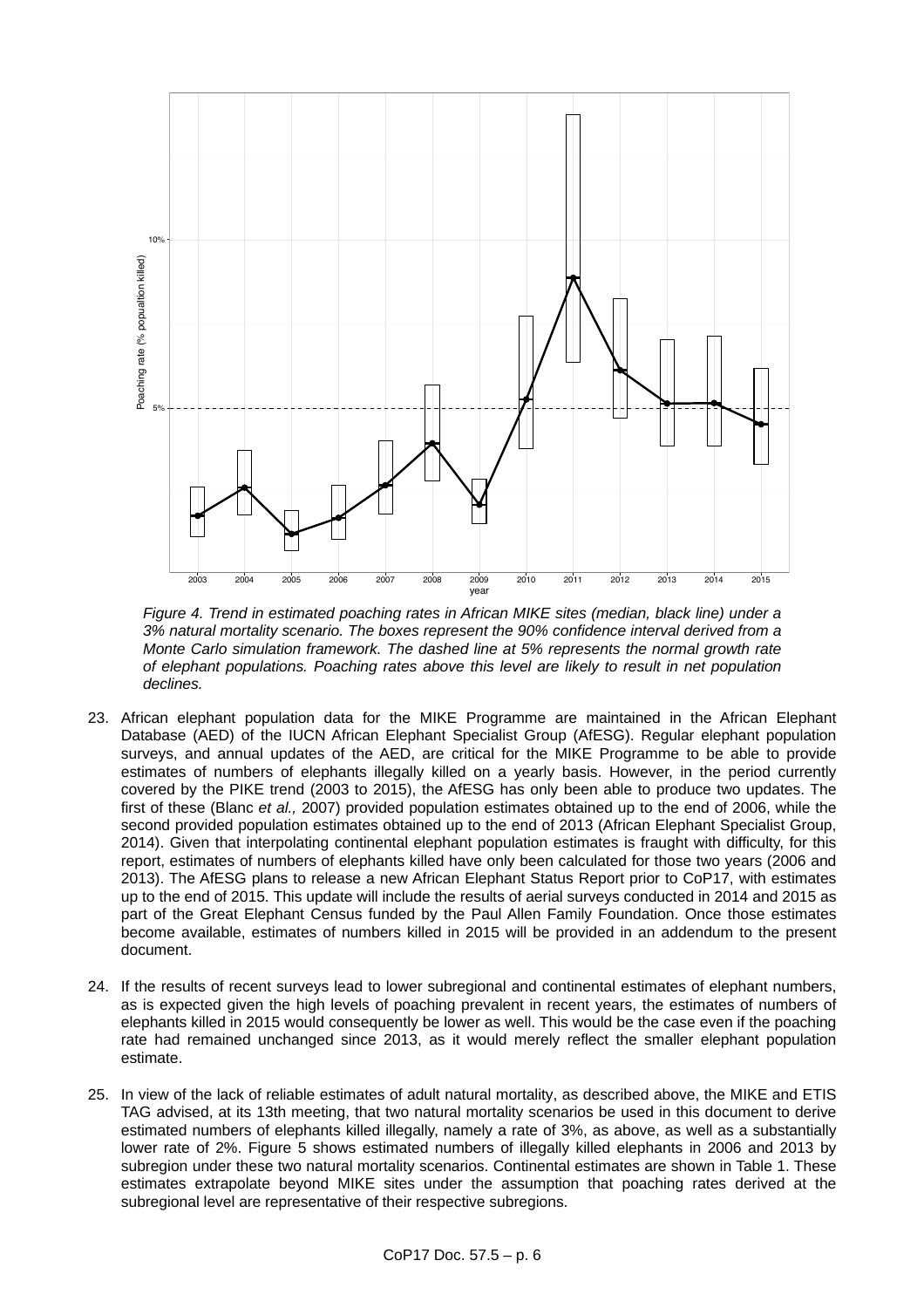10% -

5% -

Poaching rate (% population killed)

2003 2004 2005 2006 2007 2008 2009 2010 2011 2012 2013 2014 2015

year

*Figure 4. Trend in estimated poaching rates in African MIKE sites (median, black line) under a 3% natural mortality scenario. The boxes represent the 90% confidence interval derived from a Monte Carlo simulation framework. The dashed line at 5% represents the normal growth rate of elephant populations. Poaching rates above this level are likely to result in net population declines.*

23. African elephant population data for the MIKE Programme are maintained in the African Elephant Database (AED) of the IUCN African Elephant Specialist Group (AfESG). Regular elephant population surveys, and annual updates of the AED, are critical for the MIKE Programme to be able to provide estimates of numbers of elephants illegally killed on a yearly basis. However, in the period currently covered by the PIKE trend (2003 to 2015), the AfESG has only been able to produce two updates. The first of these (Blanc *et al.,* 2007) provided population estimates obtained up to the end of 2006, while the second provided population estimates obtained up to the end of 2013 (African Elephant Specialist Group, 2014). Given that interpolating continental elephant population estimates is fraught with difficulty, for this report, estimates of numbers of elephants killed have only been calculated for those two years (2006 and 2013). The AfESG plans to release a new African Elephant Status Report prior to CoP17, with estimates up to the end of 2015. This update will include the results of aerial surveys conducted in 2014 and 2015 as part of the Great Elephant Census funded by the Paul Allen Family Foundation. Once those estimates become available, estimates of numbers killed in 2015 will be provided in an addendum to the present document.

24. If the results of recent surveys lead to lower subregional and continental estimates of elephant numbers, as is expected given the high levels of poaching prevalent in recent years, the estimates of numbers of elephants killed in 2015 would consequently be lower as well. This would be the case even if the poaching rate had remained unchanged since 2013, as it would merely reflect the smaller elephant population estimate.

25. In view of the lack of reliable estimates of adult natural mortality, as described above, the MIKE and ETIS TAG advised, at its 13th meeting, that two natural mortality scenarios be used in this document to derive estimated numbers of elephants killed illegally, namely a rate of 3%, as above, as well as a substantially lower rate of 2%. Figure 5 shows estimated numbers of illegally killed elephants in 2006 and 2013 by subregion under these two natural mortality scenarios. Continental estimates are shown in Table 1. These estimates extrapolate beyond MIKE sites under the assumption that poaching rates derived at the subregional level are representative of their respective subregions.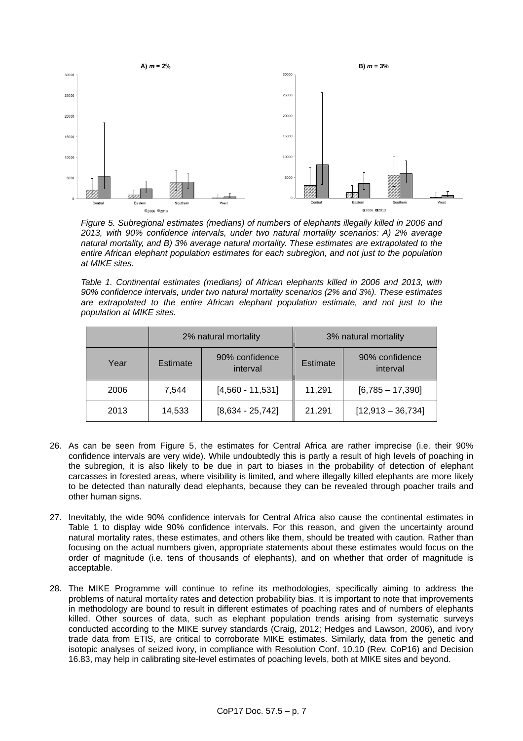A) *m* = 2%

30000
25000
20000
15000
10000
5000
0

Central
Eastern
Southern
West

2006 2013

B) *m* = 3%

30000
25000
20000
15000
10000
5000
0

Central
Eastern
Southern
West

2006 2013

*Figure 5. Subregional estimates (medians) of numbers of elephants illegally killed in 2006 and 2013, with 90% confidence intervals, under two natural mortality scenarios: A) 2% average natural mortality, and B) 3% average natural mortality. These estimates are extrapolated to the entire African elephant population estimates for each subregion, and not just to the population at MIKE sites.*

*Table 1. Continental estimates (medians) of African elephants killed in 2006 and 2013, with 90% confidence intervals, under two natural mortality scenarios (2% and 3%). These estimates are extrapolated to the entire African elephant population estimate, and not just to the population at MIKE sites.*

| | 2% natural mortality | | 3% natural mortality | |
|---|---|---|---|---|
| Year | Estimate | 90% confidence interval | Estimate | 90% confidence interval |
| 2006 | 7,544 | [4,560 - 11,531] | 11,291 | [6,785 – 17,390] |
| 2013 | 14,533 | [8,634 - 25,742] | 21,291 | [12,913 – 36,734] |

26. As can be seen from Figure 5, the estimates for Central Africa are rather imprecise (i.e. their 90% confidence intervals are very wide). While undoubtedly this is partly a result of high levels of poaching in the subregion, it is also likely to be due in part to biases in the probability of detection of elephant carcasses in forested areas, where visibility is limited, and where illegally killed elephants are more likely to be detected than naturally dead elephants, because they can be revealed through poacher trails and other human signs.

27. Inevitably, the wide 90% confidence intervals for Central Africa also cause the continental estimates in Table 1 to display wide 90% confidence intervals. For this reason, and given the uncertainty around natural mortality rates, these estimates, and others like them, should be treated with caution. Rather than focusing on the actual numbers given, appropriate statements about these estimates would focus on the order of magnitude (i.e. tens of thousands of elephants), and on whether that order of magnitude is acceptable.

28. The MIKE Programme will continue to refine its methodologies, specifically aiming to address the problems of natural mortality rates and detection probability bias. It is important to note that improvements in methodology are bound to result in different estimates of poaching rates and of numbers of elephants killed. Other sources of data, such as elephant population trends arising from systematic surveys conducted according to the MIKE survey standards (Craig, 2012; Hedges and Lawson, 2006), and ivory trade data from ETIS, are critical to corroborate MIKE estimates. Similarly, data from the genetic and isotopic analyses of seized ivory, in compliance with Resolution Conf. 10.10 (Rev. CoP16) and Decision 16.83, may help in calibrating site-level estimates of poaching levels, both at MIKE sites and beyond.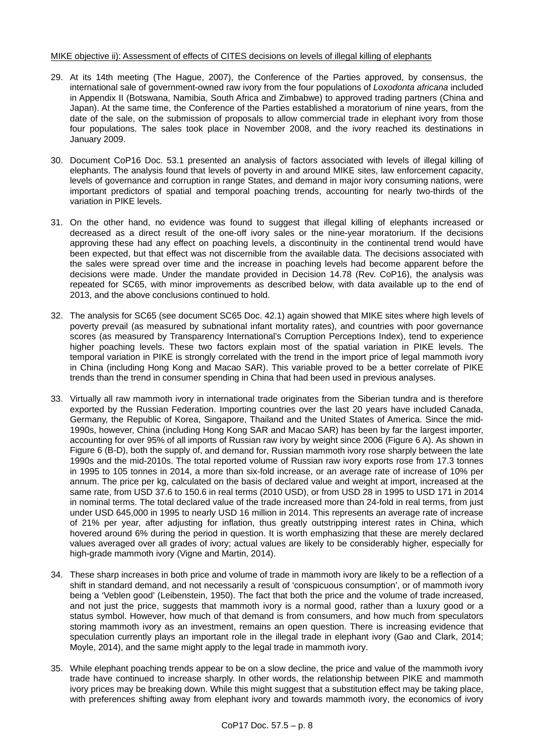MIKE objective ii): Assessment of effects of CITES decisions on levels of illegal killing of elephants

29. At its 14th meeting (The Hague, 2007), the Conference of the Parties approved, by consensus, the international sale of government-owned raw ivory from the four populations of *Loxodonta africana* included in Appendix II (Botswana, Namibia, South Africa and Zimbabwe) to approved trading partners (China and Japan). At the same time, the Conference of the Parties established a moratorium of nine years, from the date of the sale, on the submission of proposals to allow commercial trade in elephant ivory from those four populations. The sales took place in November 2008, and the ivory reached its destinations in January 2009.

30. Document CoP16 Doc. 53.1 presented an analysis of factors associated with levels of illegal killing of elephants. The analysis found that levels of poverty in and around MIKE sites, law enforcement capacity, levels of governance and corruption in range States, and demand in major ivory consuming nations, were important predictors of spatial and temporal poaching trends, accounting for nearly two-thirds of the variation in PIKE levels.

31. On the other hand, no evidence was found to suggest that illegal killing of elephants increased or decreased as a direct result of the one-off ivory sales or the nine-year moratorium. If the decisions approving these had any effect on poaching levels, a discontinuity in the continental trend would have been expected, but that effect was not discernible from the available data. The decisions associated with the sales were spread over time and the increase in poaching levels had become apparent before the decisions were made. Under the mandate provided in Decision 14.78 (Rev. CoP16), the analysis was repeated for SC65, with minor improvements as described below, with data available up to the end of 2013, and the above conclusions continued to hold.

32. The analysis for SC65 (see document SC65 Doc. 42.1) again showed that MIKE sites where high levels of poverty prevail (as measured by subnational infant mortality rates), and countries with poor governance scores (as measured by Transparency International's Corruption Perceptions Index), tend to experience higher poaching levels. These two factors explain most of the spatial variation in PIKE levels. The temporal variation in PIKE is strongly correlated with the trend in the import price of legal mammoth ivory in China (including Hong Kong and Macao SAR). This variable proved to be a better correlate of PIKE trends than the trend in consumer spending in China that had been used in previous analyses.

33. Virtually all raw mammoth ivory in international trade originates from the Siberian tundra and is therefore exported by the Russian Federation. Importing countries over the last 20 years have included Canada, Germany, the Republic of Korea, Singapore, Thailand and the United States of America. Since the mid-1990s, however, China (including Hong Kong SAR and Macao SAR) has been by far the largest importer, accounting for over 95% of all imports of Russian raw ivory by weight since 2006 (Figure 6 A). As shown in Figure 6 (B-D), both the supply of, and demand for, Russian mammoth ivory rose sharply between the late 1990s and the mid-2010s. The total reported volume of Russian raw ivory exports rose from 17.3 tonnes in 1995 to 105 tonnes in 2014, a more than six-fold increase, or an average rate of increase of 10% per annum. The price per kg, calculated on the basis of declared value and weight at import, increased at the same rate, from USD 37.6 to 150.6 in real terms (2010 USD), or from USD 28 in 1995 to USD 171 in 2014 in nominal terms. The total declared value of the trade increased more than 24-fold in real terms, from just under USD 645,000 in 1995 to nearly USD 16 million in 2014. This represents an average rate of increase of 21% per year, after adjusting for inflation, thus greatly outstripping interest rates in China, which hovered around 6% during the period in question. It is worth emphasizing that these are merely declared values averaged over all grades of ivory; actual values are likely to be considerably higher, especially for high-grade mammoth ivory (Vigne and Martin, 2014).

34. These sharp increases in both price and volume of trade in mammoth ivory are likely to be a reflection of a shift in standard demand, and not necessarily a result of 'conspicuous consumption', or of mammoth ivory being a 'Veblen good' (Leibenstein, 1950). The fact that both the price and the volume of trade increased, and not just the price, suggests that mammoth ivory is a normal good, rather than a luxury good or a status symbol. However, how much of that demand is from consumers, and how much from speculators storing mammoth ivory as an investment, remains an open question. There is increasing evidence that speculation currently plays an important role in the illegal trade in elephant ivory (Gao and Clark, 2014; Moyle, 2014), and the same might apply to the legal trade in mammoth ivory.

35. While elephant poaching trends appear to be on a slow decline, the price and value of the mammoth ivory trade have continued to increase sharply. In other words, the relationship between PIKE and mammoth ivory prices may be breaking down. While this might suggest that a substitution effect may be taking place, with preferences shifting away from elephant ivory and towards mammoth ivory, the economics of ivory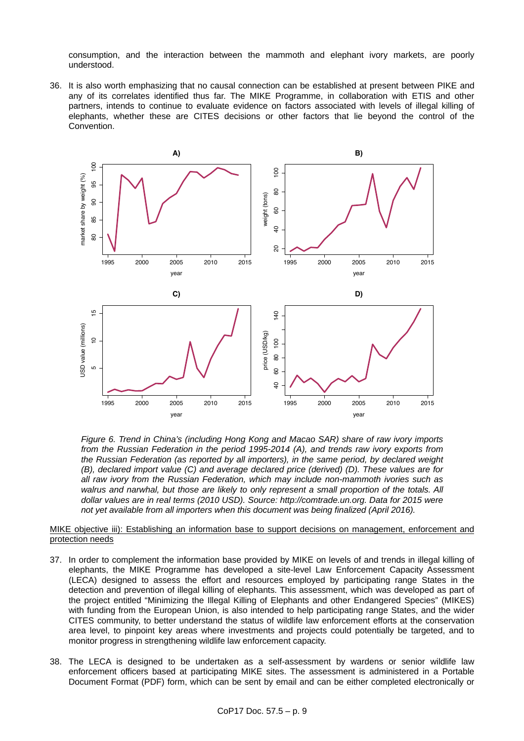consumption, and the interaction between the mammoth and elephant ivory markets, are poorly understood.

36. It is also worth emphasizing that no causal connection can be established at present between PIKE and any of its correlates identified thus far. The MIKE Programme, in collaboration with ETIS and other partners, intends to continue to evaluate evidence on factors associated with levels of illegal killing of elephants, whether these are CITES decisions or other factors that lie beyond the control of the Convention.

A)

market share by weight (%)

80
85
90
95
100

1995 2000 2005 2010 2015

year

B)

weight (tons)

20
40
60
80
100

1995 2000 2005 2010 2015

year

C)

USD value (millions)

5
10
15

1995 2000 2005 2010 2015

year

D)

price (USD/kg)

40
60
80
100
140

1995 2000 2005 2010 2015

year

*Figure 6. Trend in China's (including Hong Kong and Macao SAR) share of raw ivory imports from the Russian Federation in the period 1995-2014 (A), and trends raw ivory exports from the Russian Federation (as reported by all importers), in the same period, by declared weight (B), declared import value (C) and average declared price (derived) (D). These values are for all raw ivory from the Russian Federation, which may include non-mammoth ivories such as walrus and narwhal, but those are likely to only represent a small proportion of the totals. All dollar values are in real terms (2010 USD). Source: http://comtrade.un.org. Data for 2015 were not yet available from all importers when this document was being finalized (April 2016).*

<u>MIKE objective iii): Establishing an information base to support decisions on management, enforcement and protection needs</u>

37. In order to complement the information base provided by MIKE on levels of and trends in illegal killing of elephants, the MIKE Programme has developed a site-level Law Enforcement Capacity Assessment (LECA) designed to assess the effort and resources employed by participating range States in the detection and prevention of illegal killing of elephants. This assessment, which was developed as part of the project entitled "Minimizing the Illegal Killing of Elephants and other Endangered Species" (MIKES) with funding from the European Union, is also intended to help participating range States, and the wider CITES community, to better understand the status of wildlife law enforcement efforts at the conservation area level, to pinpoint key areas where investments and projects could potentially be targeted, and to monitor progress in strengthening wildlife law enforcement capacity.

38. The LECA is designed to be undertaken as a self-assessment by wardens or senior wildlife law enforcement officers based at participating MIKE sites. The assessment is administered in a Portable Document Format (PDF) form, which can be sent by email and can be either completed electronically or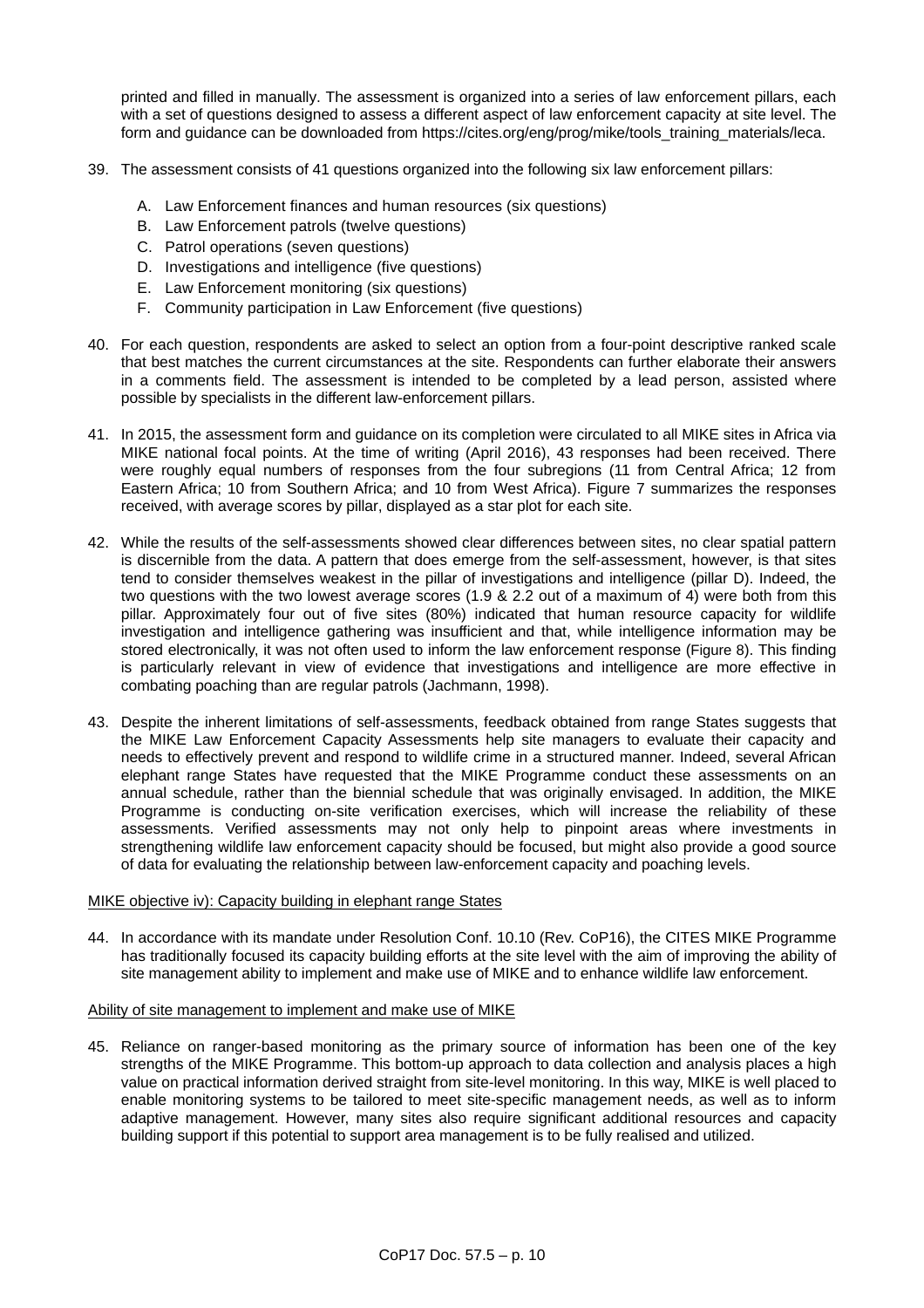printed and filled in manually. The assessment is organized into a series of law enforcement pillars, each with a set of questions designed to assess a different aspect of law enforcement capacity at site level. The form and guidance can be downloaded from https://cites.org/eng/prog/mike/tools_training_materials/leca.

39. The assessment consists of 41 questions organized into the following six law enforcement pillars:

    A. Law Enforcement finances and human resources (six questions)
    B. Law Enforcement patrols (twelve questions)
    C. Patrol operations (seven questions)
    D. Investigations and intelligence (five questions)
    E. Law Enforcement monitoring (six questions)
    F. Community participation in Law Enforcement (five questions)

40. For each question, respondents are asked to select an option from a four-point descriptive ranked scale that best matches the current circumstances at the site. Respondents can further elaborate their answers in a comments field. The assessment is intended to be completed by a lead person, assisted where possible by specialists in the different law-enforcement pillars.

41. In 2015, the assessment form and guidance on its completion were circulated to all MIKE sites in Africa via MIKE national focal points. At the time of writing (April 2016), 43 responses had been received. There were roughly equal numbers of responses from the four subregions (11 from Central Africa; 12 from Eastern Africa; 10 from Southern Africa; and 10 from West Africa). Figure 7 summarizes the responses received, with average scores by pillar, displayed as a star plot for each site.

42. While the results of the self-assessments showed clear differences between sites, no clear spatial pattern is discernible from the data. A pattern that does emerge from the self-assessment, however, is that sites tend to consider themselves weakest in the pillar of investigations and intelligence (pillar D). Indeed, the two questions with the two lowest average scores (1.9 & 2.2 out of a maximum of 4) were both from this pillar. Approximately four out of five sites (80%) indicated that human resource capacity for wildlife investigation and intelligence gathering was insufficient and that, while intelligence information may be stored electronically, it was not often used to inform the law enforcement response (Figure 8). This finding is particularly relevant in view of evidence that investigations and intelligence are more effective in combating poaching than are regular patrols (Jachmann, 1998).

43. Despite the inherent limitations of self-assessments, feedback obtained from range States suggests that the MIKE Law Enforcement Capacity Assessments help site managers to evaluate their capacity and needs to effectively prevent and respond to wildlife crime in a structured manner. Indeed, several African elephant range States have requested that the MIKE Programme conduct these assessments on an annual schedule, rather than the biennial schedule that was originally envisaged. In addition, the MIKE Programme is conducting on-site verification exercises, which will increase the reliability of these assessments. Verified assessments may not only help to pinpoint areas where investments in strengthening wildlife law enforcement capacity should be focused, but might also provide a good source of data for evaluating the relationship between law-enforcement capacity and poaching levels.

<u>MIKE objective iv): Capacity building in elephant range States</u>

44. In accordance with its mandate under Resolution Conf. 10.10 (Rev. CoP16), the CITES MIKE Programme has traditionally focused its capacity building efforts at the site level with the aim of improving the ability of site management ability to implement and make use of MIKE and to enhance wildlife law enforcement.

<u>Ability of site management to implement and make use of MIKE</u>

45. Reliance on ranger-based monitoring as the primary source of information has been one of the key strengths of the MIKE Programme. This bottom-up approach to data collection and analysis places a high value on practical information derived straight from site-level monitoring. In this way, MIKE is well placed to enable monitoring systems to be tailored to meet site-specific management needs, as well as to inform adaptive management. However, many sites also require significant additional resources and capacity building support if this potential to support area management is to be fully realised and utilized.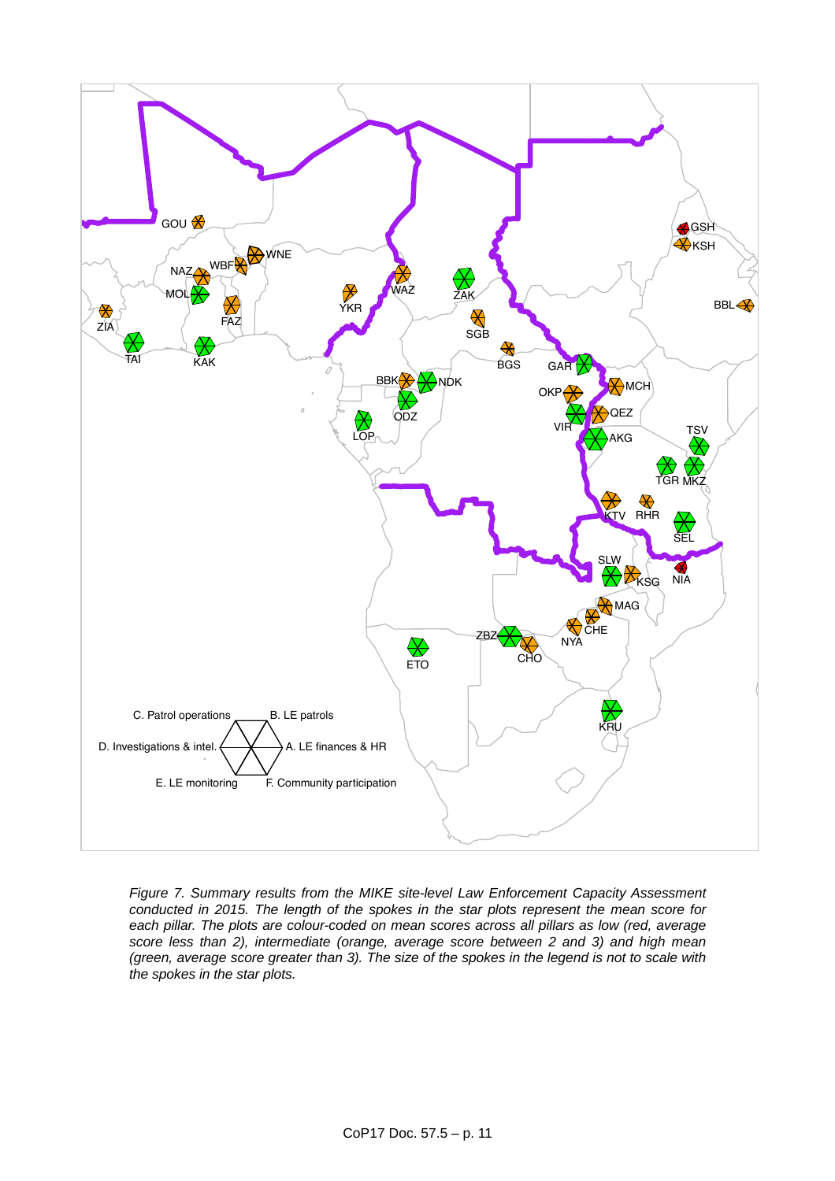GOU

WNE

NAZ

WBF

MOL

ZIA

FAZ

TAI

KAK

YKR

WAZ

ZAK

SGB

BGS

GSH

KSH

BBL

BBK

NDK

ODZ

LOP

GAR

OKP

MCH

VIR

QEZ

AKG

TSV

TGR

MKZ

KTV

RHR

SEL

SLW

KSG

NIA

MAG

CHE

NYA

ZBZ

CHO

ETO

KRU

C. Patrol operations

B. LE patrols

D. Investigations & intel.

A. LE finances & HR

E. LE monitoring

F. Community participation

*Figure 7. Summary results from the MIKE site-level Law Enforcement Capacity Assessment conducted in 2015. The length of the spokes in the star plots represent the mean score for each pillar. The plots are colour-coded on mean scores across all pillars as low (red, average score less than 2), intermediate (orange, average score between 2 and 3) and high mean (green, average score greater than 3). The size of the spokes in the legend is not to scale with the spokes in the star plots.*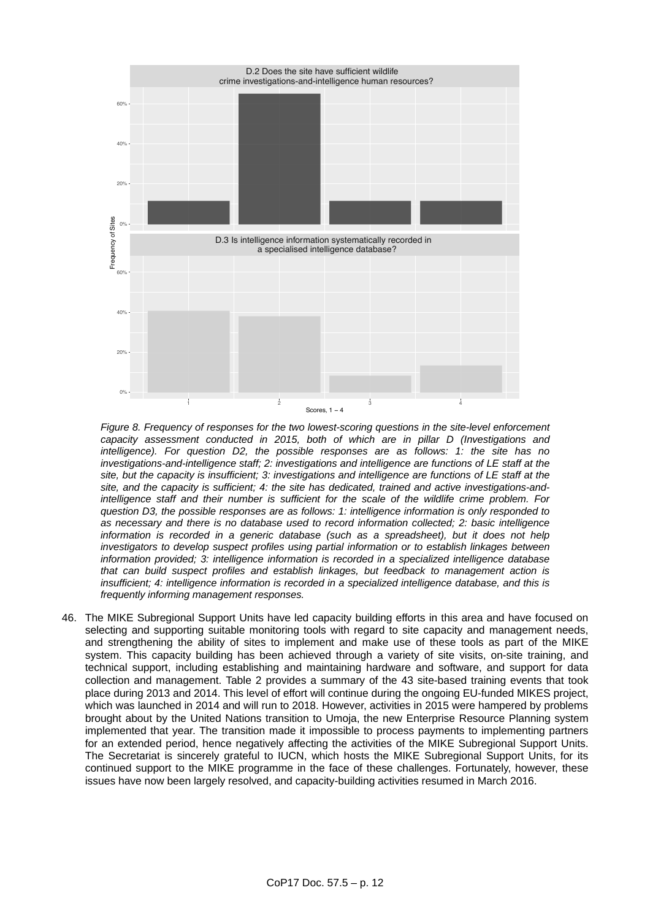D.2 Does the site have sufficient wildlife crime investigations-and-intelligence human resources?

D.3 Is intelligence information systematically recorded in a specialised intelligence database?

Frequency of Sites

60%
40%
20%
0%

1
2
3
4

Scores, 1 – 4

*Figure 8. Frequency of responses for the two lowest-scoring questions in the site-level enforcement capacity assessment conducted in 2015, both of which are in pillar D (Investigations and intelligence). For question D2, the possible responses are as follows: 1: the site has no investigations-and-intelligence staff; 2: investigations and intelligence are functions of LE staff at the site, but the capacity is insufficient; 3: investigations and intelligence are functions of LE staff at the site, and the capacity is sufficient; 4: the site has dedicated, trained and active investigations-and-intelligence staff and their number is sufficient for the scale of the wildlife crime problem. For question D3, the possible responses are as follows: 1: intelligence information is only responded to as necessary and there is no database used to record information collected; 2: basic intelligence information is recorded in a generic database (such as a spreadsheet), but it does not help investigators to develop suspect profiles using partial information or to establish linkages between information provided; 3: intelligence information is recorded in a specialized intelligence database that can build suspect profiles and establish linkages, but feedback to management action is insufficient; 4: intelligence information is recorded in a specialized intelligence database, and this is frequently informing management responses.*

46. The MIKE Subregional Support Units have led capacity building efforts in this area and have focused on selecting and supporting suitable monitoring tools with regard to site capacity and management needs, and strengthening the ability of sites to implement and make use of these tools as part of the MIKE system. This capacity building has been achieved through a variety of site visits, on-site training, and technical support, including establishing and maintaining hardware and software, and support for data collection and management. Table 2 provides a summary of the 43 site-based training events that took place during 2013 and 2014. This level of effort will continue during the ongoing EU-funded MIKES project, which was launched in 2014 and will run to 2018. However, activities in 2015 were hampered by problems brought about by the United Nations transition to Umoja, the new Enterprise Resource Planning system implemented that year. The transition made it impossible to process payments to implementing partners for an extended period, hence negatively affecting the activities of the MIKE Subregional Support Units. The Secretariat is sincerely grateful to IUCN, which hosts the MIKE Subregional Support Units, for its continued support to the MIKE programme in the face of these challenges. Fortunately, however, these issues have now been largely resolved, and capacity-building activities resumed in March 2016.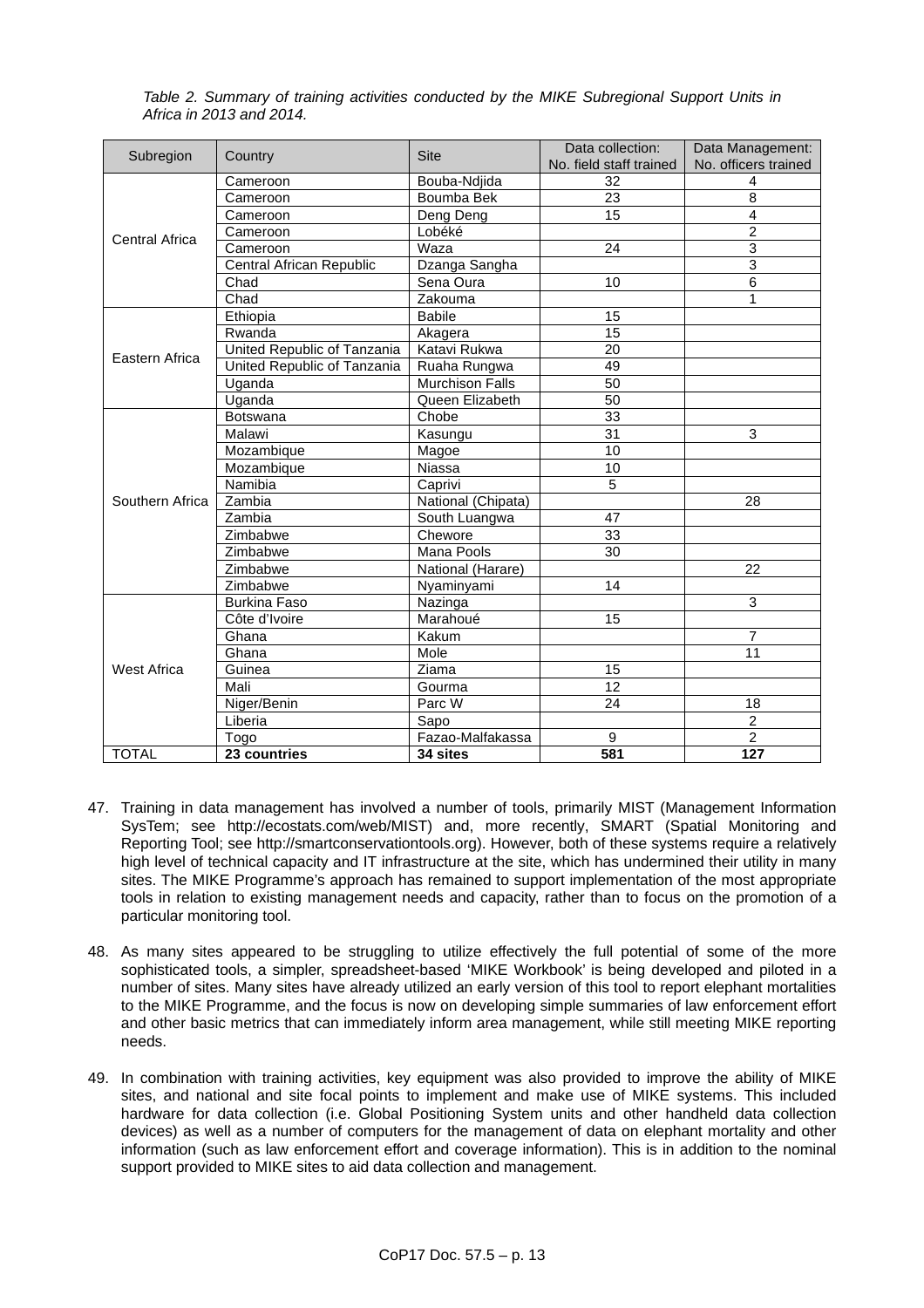*Table 2. Summary of training activities conducted by the MIKE Subregional Support Units in Africa in 2013 and 2014.*

| Subregion | Country | Site | Data collection: No. field staff trained | Data Management: No. officers trained |
|---|---|---|---|---|
| Central Africa | Cameroon | Bouba-Ndjida | 32 | 4 |
| | Cameroon | Boumba Bek | 23 | 8 |
| | Cameroon | Deng Deng | 15 | 4 |
| | Cameroon | Lobéké | | 2 |
| | Cameroon | Waza | 24 | 3 |
| | Central African Republic | Dzanga Sangha | | 3 |
| | Chad | Sena Oura | 10 | 6 |
| | Chad | Zakouma | | 1 |
| Eastern Africa | Ethiopia | Babile | 15 | |
| | Rwanda | Akagera | 15 | |
| | United Republic of Tanzania | Katavi Rukwa | 20 | |
| | United Republic of Tanzania | Ruaha Rungwa | 49 | |
| | Uganda | Murchison Falls | 50 | |
| | Uganda | Queen Elizabeth | 50 | |
| Southern Africa | Botswana | Chobe | 33 | |
| | Malawi | Kasungu | 31 | 3 |
| | Mozambique | Magoe | 10 | |
| | Mozambique | Niassa | 10 | |
| | Namibia | Caprivi | 5 | |
| | Zambia | National (Chipata) | | 28 |
| | Zambia | South Luangwa | 47 | |
| | Zimbabwe | Chewore | 33 | |
| | Zimbabwe | Mana Pools | 30 | |
| | Zimbabwe | National (Harare) | | 22 |
| | Zimbabwe | Nyaminyami | 14 | |
| West Africa | Burkina Faso | Nazinga | | 3 |
| | Côte d'Ivoire | Marahoué | 15 | |
| | Ghana | Kakum | | 7 |
| | Ghana | Mole | | 11 |
| | Guinea | Ziama | 15 | |
| | Mali | Gourma | 12 | |
| | Niger/Benin | Parc W | 24 | 18 |
| | Liberia | Sapo | | 2 |
| | Togo | Fazao-Malfakassa | 9 | 2 |
| TOTAL | **23 countries** | **34 sites** | **581** | **127** |

47. Training in data management has involved a number of tools, primarily MIST (Management Information SysTem; see http://ecostats.com/web/MIST) and, more recently, SMART (Spatial Monitoring and Reporting Tool; see http://smartconservationtools.org). However, both of these systems require a relatively high level of technical capacity and IT infrastructure at the site, which has undermined their utility in many sites. The MIKE Programme's approach has remained to support implementation of the most appropriate tools in relation to existing management needs and capacity, rather than to focus on the promotion of a particular monitoring tool.

48. As many sites appeared to be struggling to utilize effectively the full potential of some of the more sophisticated tools, a simpler, spreadsheet-based 'MIKE Workbook' is being developed and piloted in a number of sites. Many sites have already utilized an early version of this tool to report elephant mortalities to the MIKE Programme, and the focus is now on developing simple summaries of law enforcement effort and other basic metrics that can immediately inform area management, while still meeting MIKE reporting needs.

49. In combination with training activities, key equipment was also provided to improve the ability of MIKE sites, and national and site focal points to implement and make use of MIKE systems. This included hardware for data collection (i.e. Global Positioning System units and other handheld data collection devices) as well as a number of computers for the management of data on elephant mortality and other information (such as law enforcement effort and coverage information). This is in addition to the nominal support provided to MIKE sites to aid data collection and management.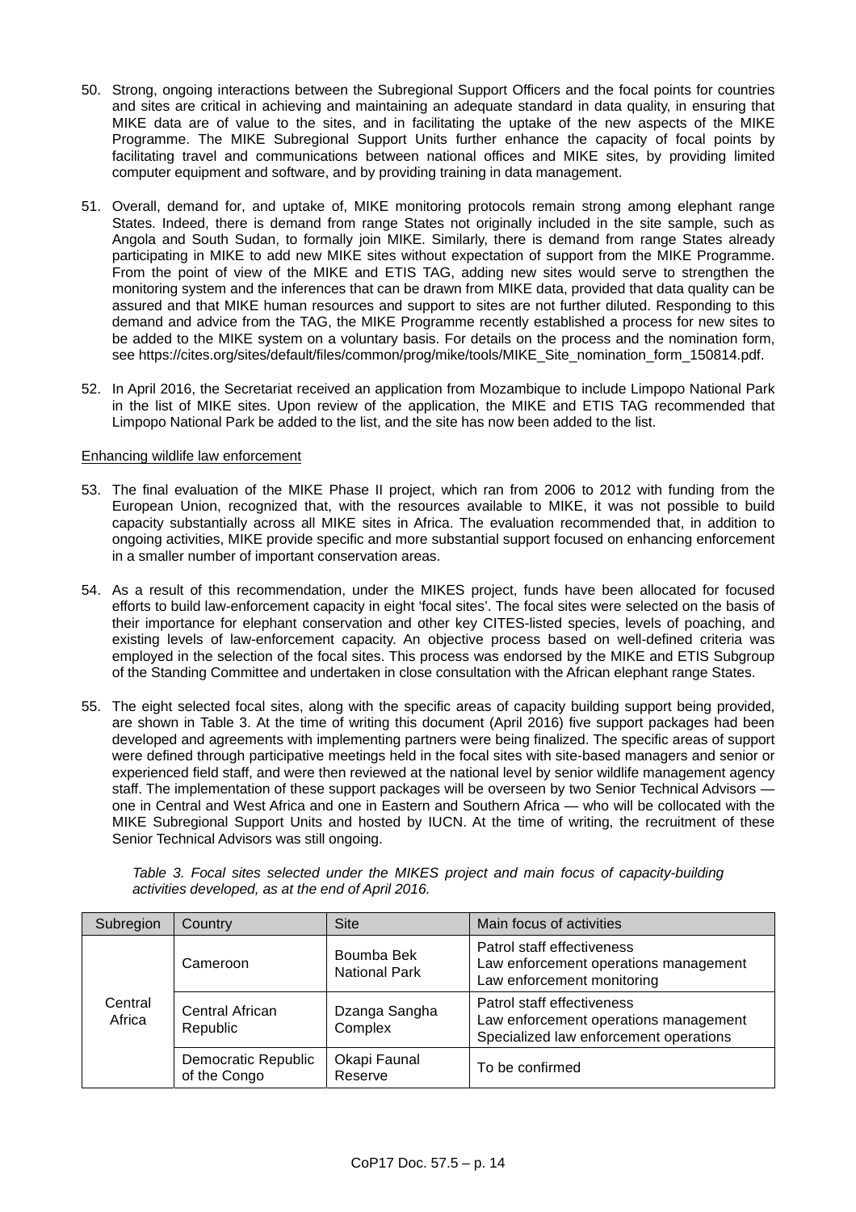50. Strong, ongoing interactions between the Subregional Support Officers and the focal points for countries and sites are critical in achieving and maintaining an adequate standard in data quality, in ensuring that MIKE data are of value to the sites, and in facilitating the uptake of the new aspects of the MIKE Programme. The MIKE Subregional Support Units further enhance the capacity of focal points by facilitating travel and communications between national offices and MIKE sites, by providing limited computer equipment and software, and by providing training in data management.

51. Overall, demand for, and uptake of, MIKE monitoring protocols remain strong among elephant range States. Indeed, there is demand from range States not originally included in the site sample, such as Angola and South Sudan, to formally join MIKE. Similarly, there is demand from range States already participating in MIKE to add new MIKE sites without expectation of support from the MIKE Programme. From the point of view of the MIKE and ETIS TAG, adding new sites would serve to strengthen the monitoring system and the inferences that can be drawn from MIKE data, provided that data quality can be assured and that MIKE human resources and support to sites are not further diluted. Responding to this demand and advice from the TAG, the MIKE Programme recently established a process for new sites to be added to the MIKE system on a voluntary basis. For details on the process and the nomination form, see https://cites.org/sites/default/files/common/prog/mike/tools/MIKE_Site_nomination_form_150814.pdf.

52. In April 2016, the Secretariat received an application from Mozambique to include Limpopo National Park in the list of MIKE sites. Upon review of the application, the MIKE and ETIS TAG recommended that Limpopo National Park be added to the list, and the site has now been added to the list.

Enhancing wildlife law enforcement

53. The final evaluation of the MIKE Phase II project, which ran from 2006 to 2012 with funding from the European Union, recognized that, with the resources available to MIKE, it was not possible to build capacity substantially across all MIKE sites in Africa. The evaluation recommended that, in addition to ongoing activities, MIKE provide specific and more substantial support focused on enhancing enforcement in a smaller number of important conservation areas.

54. As a result of this recommendation, under the MIKES project, funds have been allocated for focused efforts to build law-enforcement capacity in eight 'focal sites'. The focal sites were selected on the basis of their importance for elephant conservation and other key CITES-listed species, levels of poaching, and existing levels of law-enforcement capacity. An objective process based on well-defined criteria was employed in the selection of the focal sites. This process was endorsed by the MIKE and ETIS Subgroup of the Standing Committee and undertaken in close consultation with the African elephant range States.

55. The eight selected focal sites, along with the specific areas of capacity building support being provided, are shown in Table 3. At the time of writing this document (April 2016) five support packages had been developed and agreements with implementing partners were being finalized. The specific areas of support were defined through participative meetings held in the focal sites with site-based managers and senior or experienced field staff, and were then reviewed at the national level by senior wildlife management agency staff. The implementation of these support packages will be overseen by two Senior Technical Advisors — one in Central and West Africa and one in Eastern and Southern Africa — who will be collocated with the MIKE Subregional Support Units and hosted by IUCN. At the time of writing, the recruitment of these Senior Technical Advisors was still ongoing.

*Table 3. Focal sites selected under the MIKES project and main focus of capacity-building activities developed, as at the end of April 2016.*

| Subregion | Country | Site | Main focus of activities |
|---|---|---|---|
| Central Africa | Cameroon | Boumba Bek National Park | Patrol staff effectiveness<br>Law enforcement operations management<br>Law enforcement monitoring |
| | Central African Republic | Dzanga Sangha Complex | Patrol staff effectiveness<br>Law enforcement operations management<br>Specialized law enforcement operations |
| | Democratic Republic of the Congo | Okapi Faunal Reserve | To be confirmed |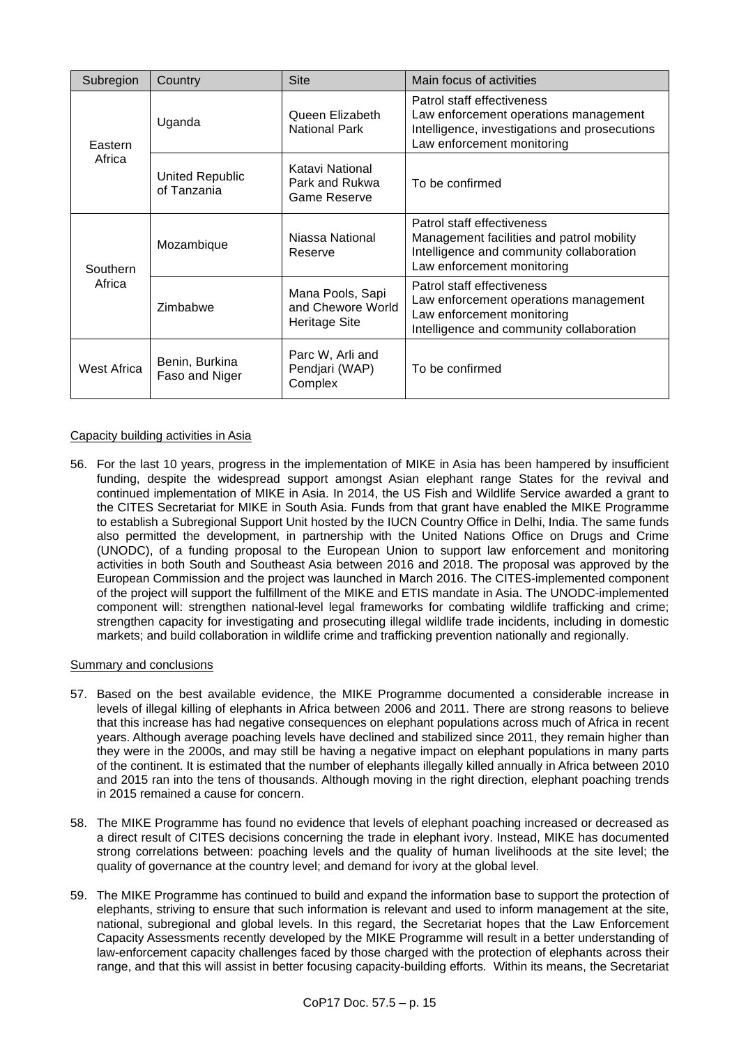| Subregion | Country | Site | Main focus of activities |
|---|---|---|---|
| Eastern Africa | Uganda | Queen Elizabeth National Park | Patrol staff effectiveness<br>Law enforcement operations management<br>Intelligence, investigations and prosecutions<br>Law enforcement monitoring |
| | United Republic of Tanzania | Katavi National Park and Rukwa Game Reserve | To be confirmed |
| Southern Africa | Mozambique | Niassa National Reserve | Patrol staff effectiveness<br>Management facilities and patrol mobility<br>Intelligence and community collaboration<br>Law enforcement monitoring |
| | Zimbabwe | Mana Pools, Sapi and Chewore World Heritage Site | Patrol staff effectiveness<br>Law enforcement operations management<br>Law enforcement monitoring<br>Intelligence and community collaboration |
| West Africa | Benin, Burkina Faso and Niger | Parc W, Arli and Pendjari (WAP) Complex | To be confirmed |

Capacity building activities in Asia

56. For the last 10 years, progress in the implementation of MIKE in Asia has been hampered by insufficient funding, despite the widespread support amongst Asian elephant range States for the revival and continued implementation of MIKE in Asia. In 2014, the US Fish and Wildlife Service awarded a grant to the CITES Secretariat for MIKE in South Asia. Funds from that grant have enabled the MIKE Programme to establish a Subregional Support Unit hosted by the IUCN Country Office in Delhi, India. The same funds also permitted the development, in partnership with the United Nations Office on Drugs and Crime (UNODC), of a funding proposal to the European Union to support law enforcement and monitoring activities in both South and Southeast Asia between 2016 and 2018. The proposal was approved by the European Commission and the project was launched in March 2016. The CITES-implemented component of the project will support the fulfillment of the MIKE and ETIS mandate in Asia. The UNODC-implemented component will: strengthen national-level legal frameworks for combating wildlife trafficking and crime; strengthen capacity for investigating and prosecuting illegal wildlife trade incidents, including in domestic markets; and build collaboration in wildlife crime and trafficking prevention nationally and regionally.

Summary and conclusions

57. Based on the best available evidence, the MIKE Programme documented a considerable increase in levels of illegal killing of elephants in Africa between 2006 and 2011. There are strong reasons to believe that this increase has had negative consequences on elephant populations across much of Africa in recent years. Although average poaching levels have declined and stabilized since 2011, they remain higher than they were in the 2000s, and may still be having a negative impact on elephant populations in many parts of the continent. It is estimated that the number of elephants illegally killed annually in Africa between 2010 and 2015 ran into the tens of thousands. Although moving in the right direction, elephant poaching trends in 2015 remained a cause for concern.

58. The MIKE Programme has found no evidence that levels of elephant poaching increased or decreased as a direct result of CITES decisions concerning the trade in elephant ivory. Instead, MIKE has documented strong correlations between: poaching levels and the quality of human livelihoods at the site level; the quality of governance at the country level; and demand for ivory at the global level.

59. The MIKE Programme has continued to build and expand the information base to support the protection of elephants, striving to ensure that such information is relevant and used to inform management at the site, national, subregional and global levels. In this regard, the Secretariat hopes that the Law Enforcement Capacity Assessments recently developed by the MIKE Programme will result in a better understanding of law-enforcement capacity challenges faced by those charged with the protection of elephants across their range, and that this will assist in better focusing capacity-building efforts. Within its means, the Secretariat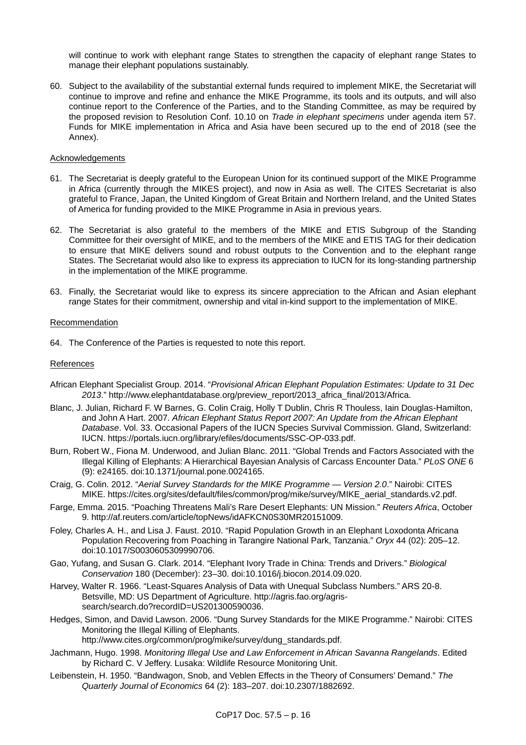will continue to work with elephant range States to strengthen the capacity of elephant range States to manage their elephant populations sustainably.

60. Subject to the availability of the substantial external funds required to implement MIKE, the Secretariat will continue to improve and refine and enhance the MIKE Programme, its tools and its outputs, and will also continue report to the Conference of the Parties, and to the Standing Committee, as may be required by the proposed revision to Resolution Conf. 10.10 on *Trade in elephant specimens* under agenda item 57. Funds for MIKE implementation in Africa and Asia have been secured up to the end of 2018 (see the Annex).

Acknowledgements

61. The Secretariat is deeply grateful to the European Union for its continued support of the MIKE Programme in Africa (currently through the MIKES project), and now in Asia as well. The CITES Secretariat is also grateful to France, Japan, the United Kingdom of Great Britain and Northern Ireland, and the United States of America for funding provided to the MIKE Programme in Asia in previous years.

62. The Secretariat is also grateful to the members of the MIKE and ETIS Subgroup of the Standing Committee for their oversight of MIKE, and to the members of the MIKE and ETIS TAG for their dedication to ensure that MIKE delivers sound and robust outputs to the Convention and to the elephant range States. The Secretariat would also like to express its appreciation to IUCN for its long-standing partnership in the implementation of the MIKE programme.

63. Finally, the Secretariat would like to express its sincere appreciation to the African and Asian elephant range States for their commitment, ownership and vital in-kind support to the implementation of MIKE.

Recommendation

64. The Conference of the Parties is requested to note this report.

References

African Elephant Specialist Group. 2014. "*Provisional African Elephant Population Estimates: Update to 31 Dec 2013*." http://www.elephantdatabase.org/preview_report/2013_africa_final/2013/Africa.

Blanc, J. Julian, Richard F. W Barnes, G. Colin Craig, Holly T Dublin, Chris R Thouless, Iain Douglas-Hamilton, and John A Hart. 2007. *African Elephant Status Report 2007: An Update from the African Elephant Database*. Vol. 33. Occasional Papers of the IUCN Species Survival Commission. Gland, Switzerland: IUCN. https://portals.iucn.org/library/efiles/documents/SSC-OP-033.pdf.

Burn, Robert W., Fiona M. Underwood, and Julian Blanc. 2011. "Global Trends and Factors Associated with the Illegal Killing of Elephants: A Hierarchical Bayesian Analysis of Carcass Encounter Data." *PLoS ONE* 6 (9): e24165. doi:10.1371/journal.pone.0024165.

Craig, G. Colin. 2012. "*Aerial Survey Standards for the MIKE Programme — Version 2.0*." Nairobi: CITES MIKE. https://cites.org/sites/default/files/common/prog/mike/survey/MIKE_aerial_standards.v2.pdf.

Farge, Emma. 2015. "Poaching Threatens Mali's Rare Desert Elephants: UN Mission." *Reuters Africa*, October 9. http://af.reuters.com/article/topNews/idAFKCN0S30MR20151009.

Foley, Charles A. H., and Lisa J. Faust. 2010. "Rapid Population Growth in an Elephant Loxodonta Africana Population Recovering from Poaching in Tarangire National Park, Tanzania." *Oryx* 44 (02): 205–12. doi:10.1017/S0030605309990706.

Gao, Yufang, and Susan G. Clark. 2014. "Elephant Ivory Trade in China: Trends and Drivers." *Biological Conservation* 180 (December): 23–30. doi:10.1016/j.biocon.2014.09.020.

Harvey, Walter R. 1966. "Least-Squares Analysis of Data with Unequal Subclass Numbers." ARS 20-8. Betsville, MD: US Department of Agriculture. http://agris.fao.org/agris-search/search.do?recordID=US201300590036.

Hedges, Simon, and David Lawson. 2006. "Dung Survey Standards for the MIKE Programme." Nairobi: CITES Monitoring the Illegal Killing of Elephants. http://www.cites.org/common/prog/mike/survey/dung_standards.pdf.

Jachmann, Hugo. 1998. *Monitoring Illegal Use and Law Enforcement in African Savanna Rangelands*. Edited by Richard C. V Jeffery. Lusaka: Wildlife Resource Monitoring Unit.

Leibenstein, H. 1950. "Bandwagon, Snob, and Veblen Effects in the Theory of Consumers' Demand." *The Quarterly Journal of Economics* 64 (2): 183–207. doi:10.2307/1882692.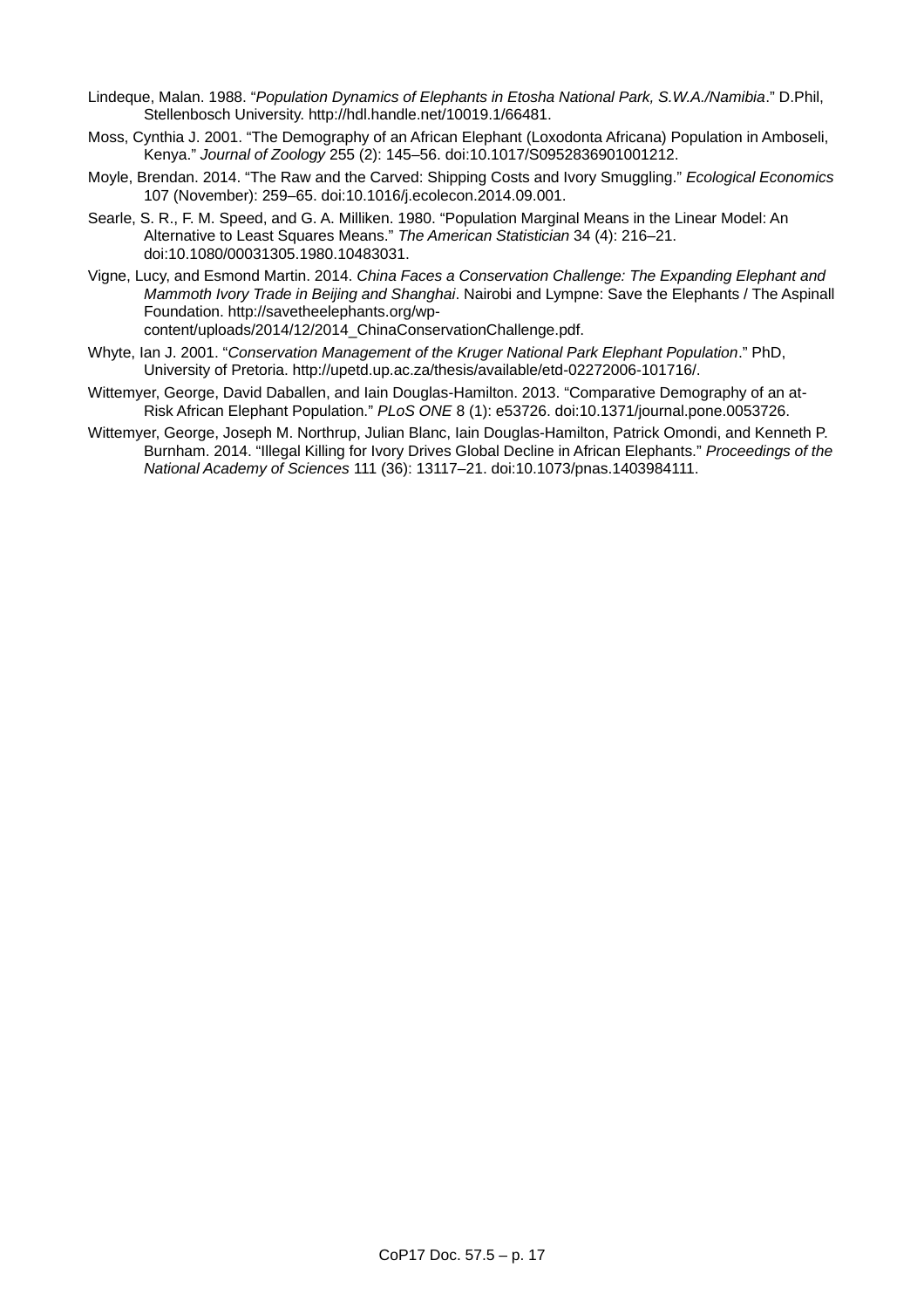Lindeque, Malan. 1988. “*Population Dynamics of Elephants in Etosha National Park, S.W.A./Namibia*.” D.Phil, Stellenbosch University. http://hdl.handle.net/10019.1/66481.

Moss, Cynthia J. 2001. “The Demography of an African Elephant (Loxodonta Africana) Population in Amboseli, Kenya.” *Journal of Zoology* 255 (2): 145–56. doi:10.1017/S0952836901001212.

Moyle, Brendan. 2014. “The Raw and the Carved: Shipping Costs and Ivory Smuggling.” *Ecological Economics* 107 (November): 259–65. doi:10.1016/j.ecolecon.2014.09.001.

Searle, S. R., F. M. Speed, and G. A. Milliken. 1980. “Population Marginal Means in the Linear Model: An Alternative to Least Squares Means.” *The American Statistician* 34 (4): 216–21. doi:10.1080/00031305.1980.10483031.

Vigne, Lucy, and Esmond Martin. 2014. *China Faces a Conservation Challenge: The Expanding Elephant and Mammoth Ivory Trade in Beijing and Shanghai*. Nairobi and Lympne: Save the Elephants / The Aspinall Foundation. http://savetheelephants.org/wp-content/uploads/2014/12/2014_ChinaConservationChallenge.pdf.

Whyte, Ian J. 2001. “*Conservation Management of the Kruger National Park Elephant Population*.” PhD, University of Pretoria. http://upetd.up.ac.za/thesis/available/etd-02272006-101716/.

Wittemyer, George, David Daballen, and Iain Douglas-Hamilton. 2013. “Comparative Demography of an at-Risk African Elephant Population.” *PLoS ONE* 8 (1): e53726. doi:10.1371/journal.pone.0053726.

Wittemyer, George, Joseph M. Northrup, Julian Blanc, Iain Douglas-Hamilton, Patrick Omondi, and Kenneth P. Burnham. 2014. “Illegal Killing for Ivory Drives Global Decline in African Elephants.” *Proceedings of the National Academy of Sciences* 111 (36): 13117–21. doi:10.1073/pnas.1403984111.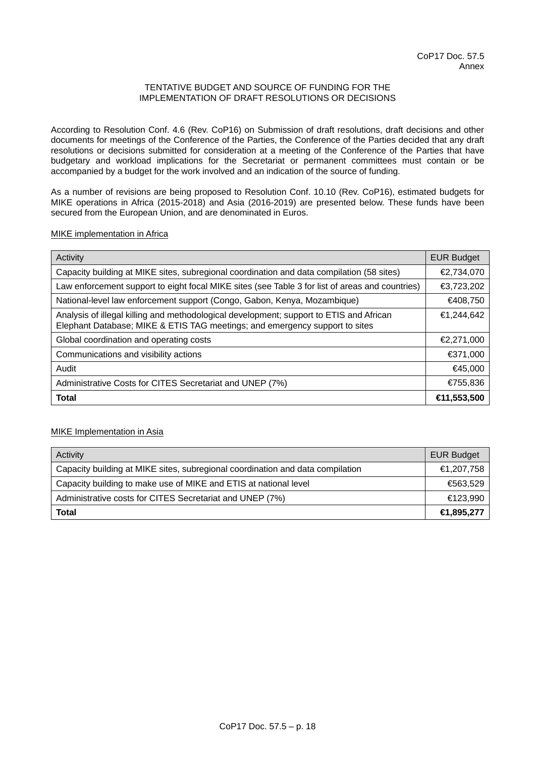CoP17 Doc. 57.5
Annex

TENTATIVE BUDGET AND SOURCE OF FUNDING FOR THE IMPLEMENTATION OF DRAFT RESOLUTIONS OR DECISIONS

According to Resolution Conf. 4.6 (Rev. CoP16) on Submission of draft resolutions, draft decisions and other documents for meetings of the Conference of the Parties, the Conference of the Parties decided that any draft resolutions or decisions submitted for consideration at a meeting of the Conference of the Parties that have budgetary and workload implications for the Secretariat or permanent committees must contain or be accompanied by a budget for the work involved and an indication of the source of funding.

As a number of revisions are being proposed to Resolution Conf. 10.10 (Rev. CoP16), estimated budgets for MIKE operations in Africa (2015-2018) and Asia (2016-2019) are presented below. These funds have been secured from the European Union, and are denominated in Euros.

MIKE implementation in Africa

| Activity | EUR Budget |
|---|---|
| Capacity building at MIKE sites, subregional coordination and data compilation (58 sites) | €2,734,070 |
| Law enforcement support to eight focal MIKE sites (see Table 3 for list of areas and countries) | €3,723,202 |
| National-level law enforcement support (Congo, Gabon, Kenya, Mozambique) | €408,750 |
| Analysis of illegal killing and methodological development; support to ETIS and African Elephant Database; MIKE & ETIS TAG meetings; and emergency support to sites | €1,244,642 |
| Global coordination and operating costs | €2,271,000 |
| Communications and visibility actions | €371,000 |
| Audit | €45,000 |
| Administrative Costs for CITES Secretariat and UNEP (7%) | €755,836 |
| **Total** | **€11,553,500** |

MIKE Implementation in Asia

| Activity | EUR Budget |
|---|---|
| Capacity building at MIKE sites, subregional coordination and data compilation | €1,207,758 |
| Capacity building to make use of MIKE and ETIS at national level | €563,529 |
| Administrative costs for CITES Secretariat and UNEP (7%) | €123,990 |
| **Total** | **€1,895,277** |